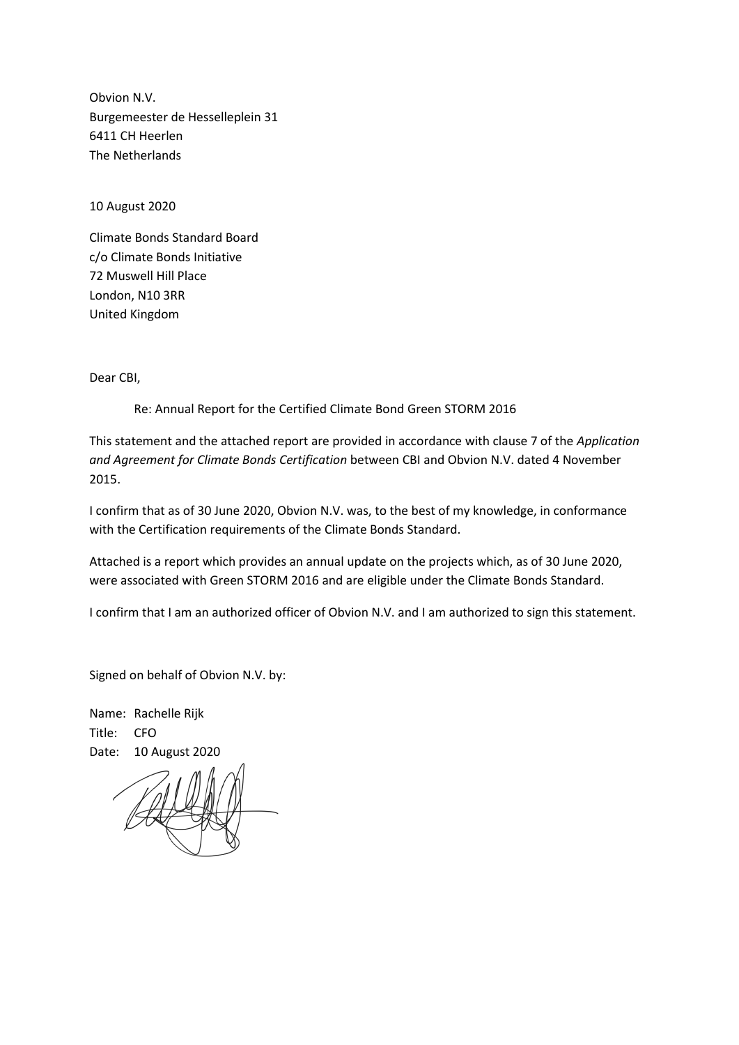Obvion N.V.
Burgemeester de Hesselleplein 31
6411 CH Heerlen
The Netherlands

10 August 2020

Climate Bonds Standard Board
c/o Climate Bonds Initiative
72 Muswell Hill Place
London, N10 3RR
United Kingdom

Dear CBI,

Re: Annual Report for the Certified Climate Bond Green STORM 2016

This statement and the attached report are provided in accordance with clause 7 of the *Application and Agreement for Climate Bonds Certification* between CBI and Obvion N.V. dated 4 November 2015.

I confirm that as of 30 June 2020, Obvion N.V. was, to the best of my knowledge, in conformance with the Certification requirements of the Climate Bonds Standard.

Attached is a report which provides an annual update on the projects which, as of 30 June 2020, were associated with Green STORM 2016 and are eligible under the Climate Bonds Standard.

I confirm that I am an authorized officer of Obvion N.V. and I am authorized to sign this statement.

Signed on behalf of Obvion N.V. by:

Name: Rachelle Rijk
Title: CFO
Date: 10 August 2020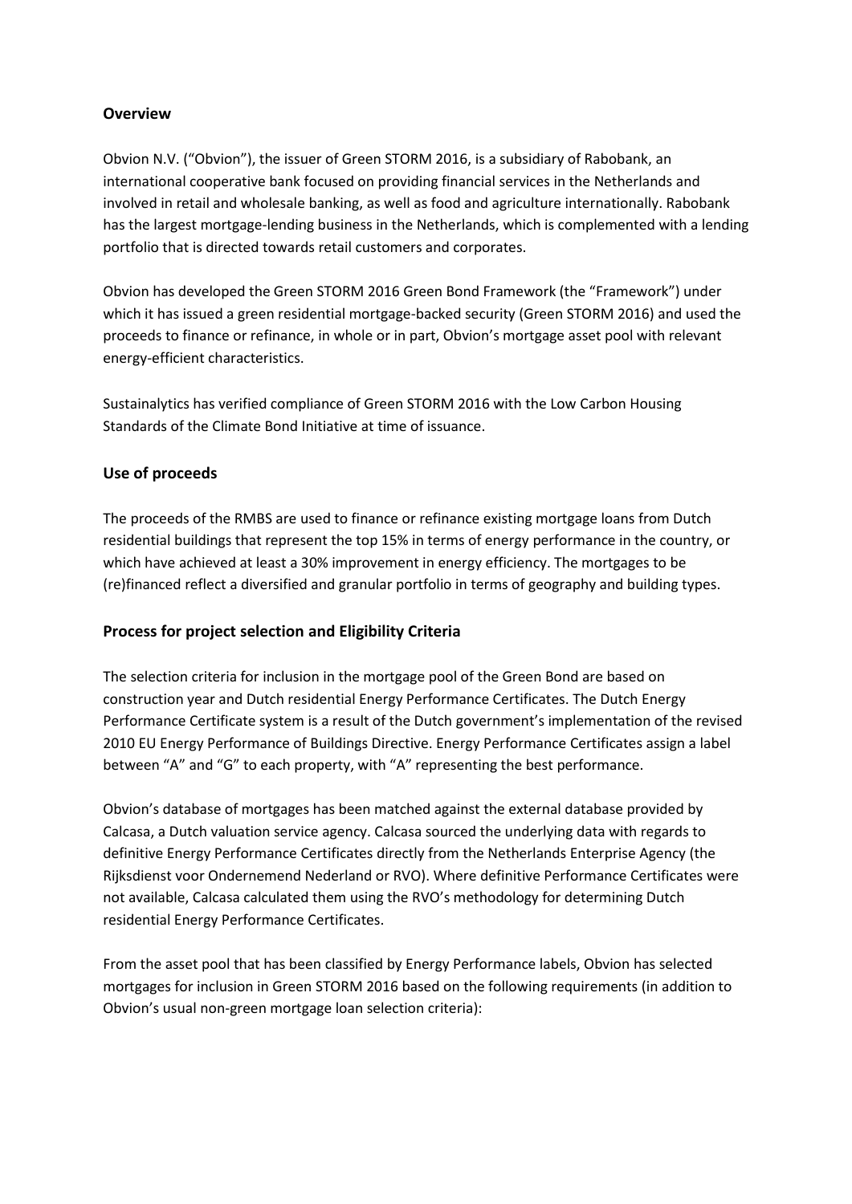## Overview

Obvion N.V. ("Obvion"), the issuer of Green STORM 2016, is a subsidiary of Rabobank, an international cooperative bank focused on providing financial services in the Netherlands and involved in retail and wholesale banking, as well as food and agriculture internationally. Rabobank has the largest mortgage-lending business in the Netherlands, which is complemented with a lending portfolio that is directed towards retail customers and corporates.

Obvion has developed the Green STORM 2016 Green Bond Framework (the "Framework") under which it has issued a green residential mortgage-backed security (Green STORM 2016) and used the proceeds to finance or refinance, in whole or in part, Obvion's mortgage asset pool with relevant energy-efficient characteristics.

Sustainalytics has verified compliance of Green STORM 2016 with the Low Carbon Housing Standards of the Climate Bond Initiative at time of issuance.

## Use of proceeds

The proceeds of the RMBS are used to finance or refinance existing mortgage loans from Dutch residential buildings that represent the top 15% in terms of energy performance in the country, or which have achieved at least a 30% improvement in energy efficiency. The mortgages to be (re)financed reflect a diversified and granular portfolio in terms of geography and building types.

## Process for project selection and Eligibility Criteria

The selection criteria for inclusion in the mortgage pool of the Green Bond are based on construction year and Dutch residential Energy Performance Certificates. The Dutch Energy Performance Certificate system is a result of the Dutch government's implementation of the revised 2010 EU Energy Performance of Buildings Directive. Energy Performance Certificates assign a label between "A" and "G" to each property, with "A" representing the best performance.

Obvion's database of mortgages has been matched against the external database provided by Calcasa, a Dutch valuation service agency. Calcasa sourced the underlying data with regards to definitive Energy Performance Certificates directly from the Netherlands Enterprise Agency (the Rijksdienst voor Ondernemend Nederland or RVO). Where definitive Performance Certificates were not available, Calcasa calculated them using the RVO's methodology for determining Dutch residential Energy Performance Certificates.

From the asset pool that has been classified by Energy Performance labels, Obvion has selected mortgages for inclusion in Green STORM 2016 based on the following requirements (in addition to Obvion's usual non-green mortgage loan selection criteria):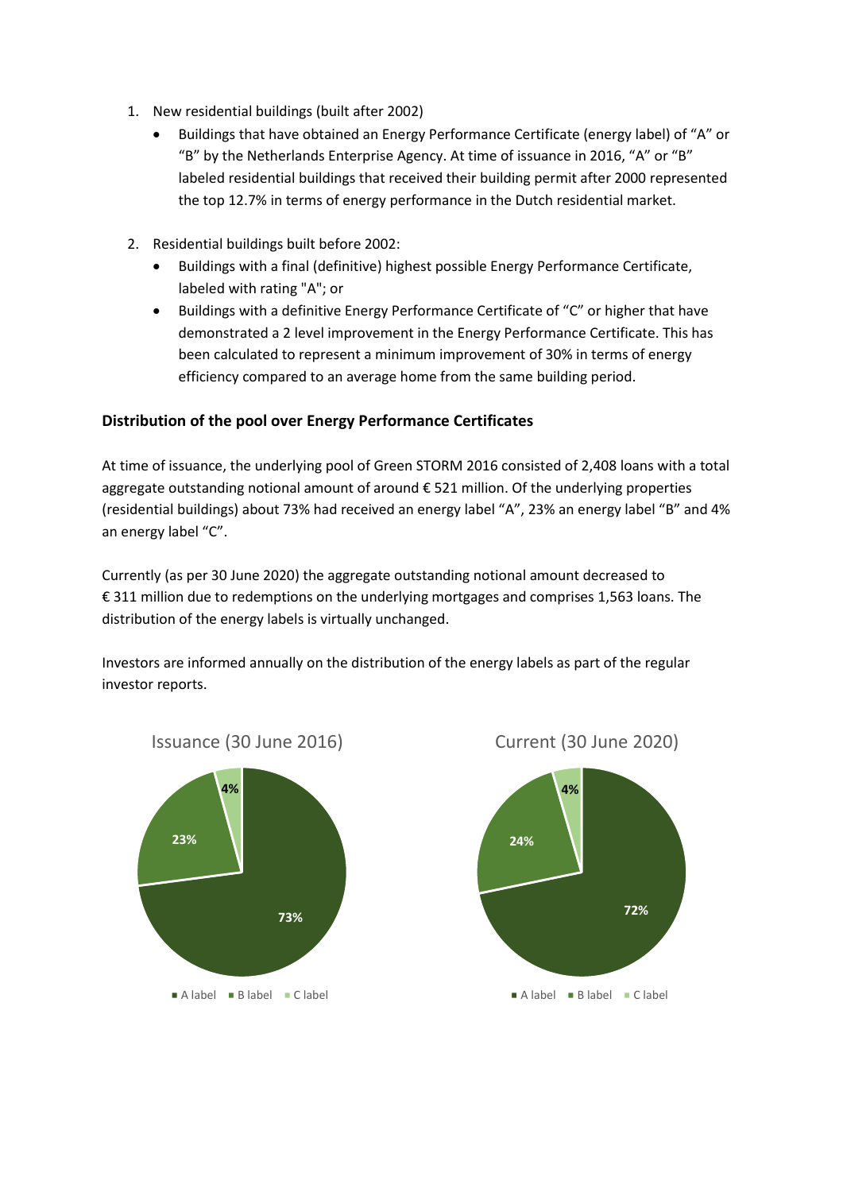1. New residential buildings (built after 2002)
   - Buildings that have obtained an Energy Performance Certificate (energy label) of "A" or "B" by the Netherlands Enterprise Agency. At time of issuance in 2016, "A" or "B" labeled residential buildings that received their building permit after 2000 represented the top 12.7% in terms of energy performance in the Dutch residential market.

2. Residential buildings built before 2002:
   - Buildings with a final (definitive) highest possible Energy Performance Certificate, labeled with rating "A"; or
   - Buildings with a definitive Energy Performance Certificate of "C" or higher that have demonstrated a 2 level improvement in the Energy Performance Certificate. This has been calculated to represent a minimum improvement of 30% in terms of energy efficiency compared to an average home from the same building period.

### Distribution of the pool over Energy Performance Certificates

At time of issuance, the underlying pool of Green STORM 2016 consisted of 2,408 loans with a total aggregate outstanding notional amount of around € 521 million. Of the underlying properties (residential buildings) about 73% had received an energy label "A", 23% an energy label "B" and 4% an energy label "C".

Currently (as per 30 June 2020) the aggregate outstanding notional amount decreased to € 311 million due to redemptions on the underlying mortgages and comprises 1,563 loans. The distribution of the energy labels is virtually unchanged.

Investors are informed annually on the distribution of the energy labels as part of the regular investor reports.

Issuance (30 June 2016)

73%
23%
4%

A label B label C label

Current (30 June 2020)

72%
24%
4%

A label B label C label